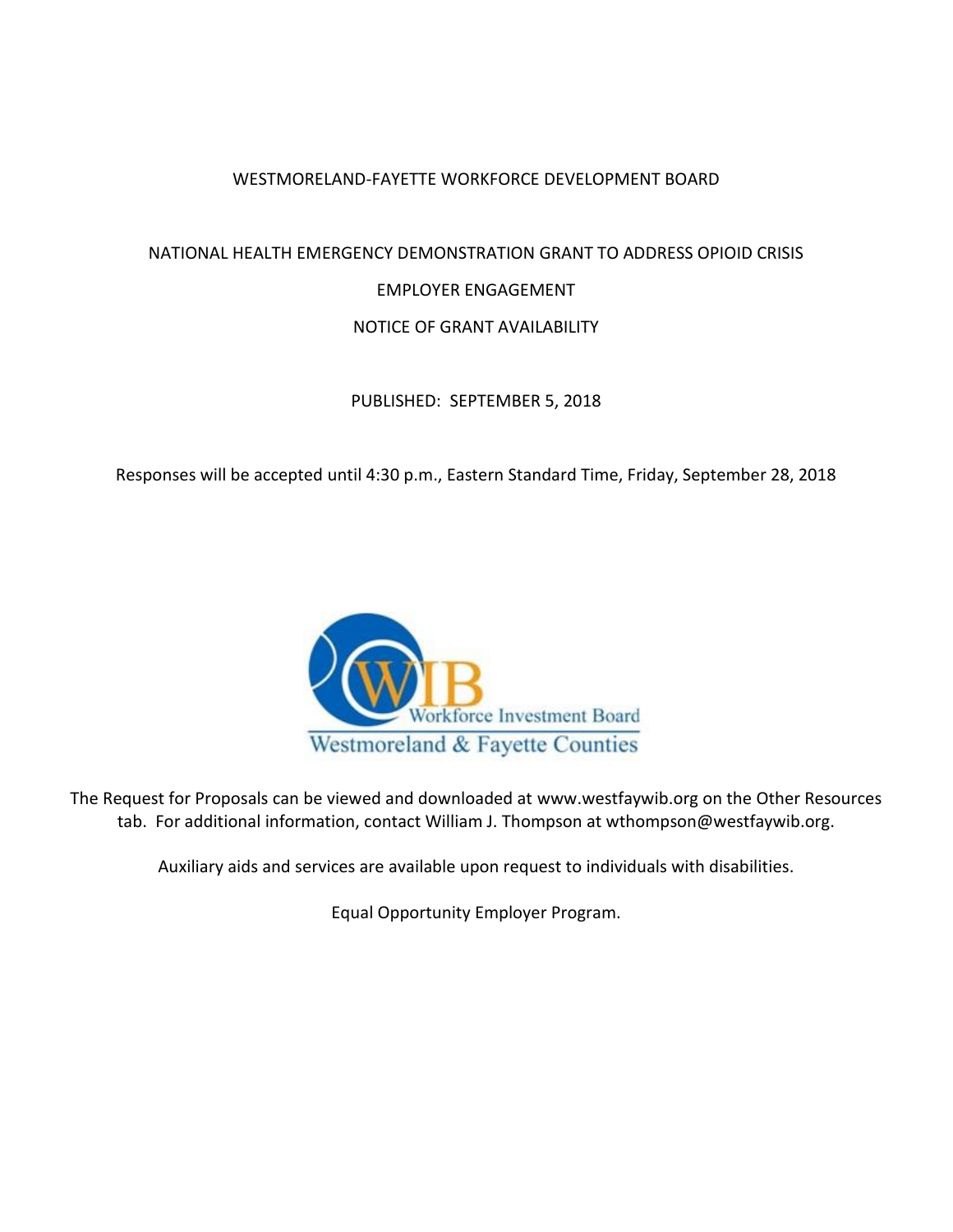# WESTMORELAND-FAYETTE WORKFORCE DEVELOPMENT BOARD

## NATIONAL HEALTH EMERGENCY DEMONSTRATION GRANT TO ADDRESS OPIOID CRISIS

## EMPLOYER ENGAGEMENT

## NOTICE OF GRANT AVAILABILITY

PUBLISHED: SEPTEMBER 5, 2018

Responses will be accepted until 4:30 p.m., Eastern Standard Time, Friday, September 28, 2018

WIB Workforce Investment Board
Westmoreland & Fayette Counties

The Request for Proposals can be viewed and downloaded at www.westfaywib.org on the Other Resources tab. For additional information, contact William J. Thompson at wthompson@westfaywib.org.

Auxiliary aids and services are available upon request to individuals with disabilities.

Equal Opportunity Employer Program.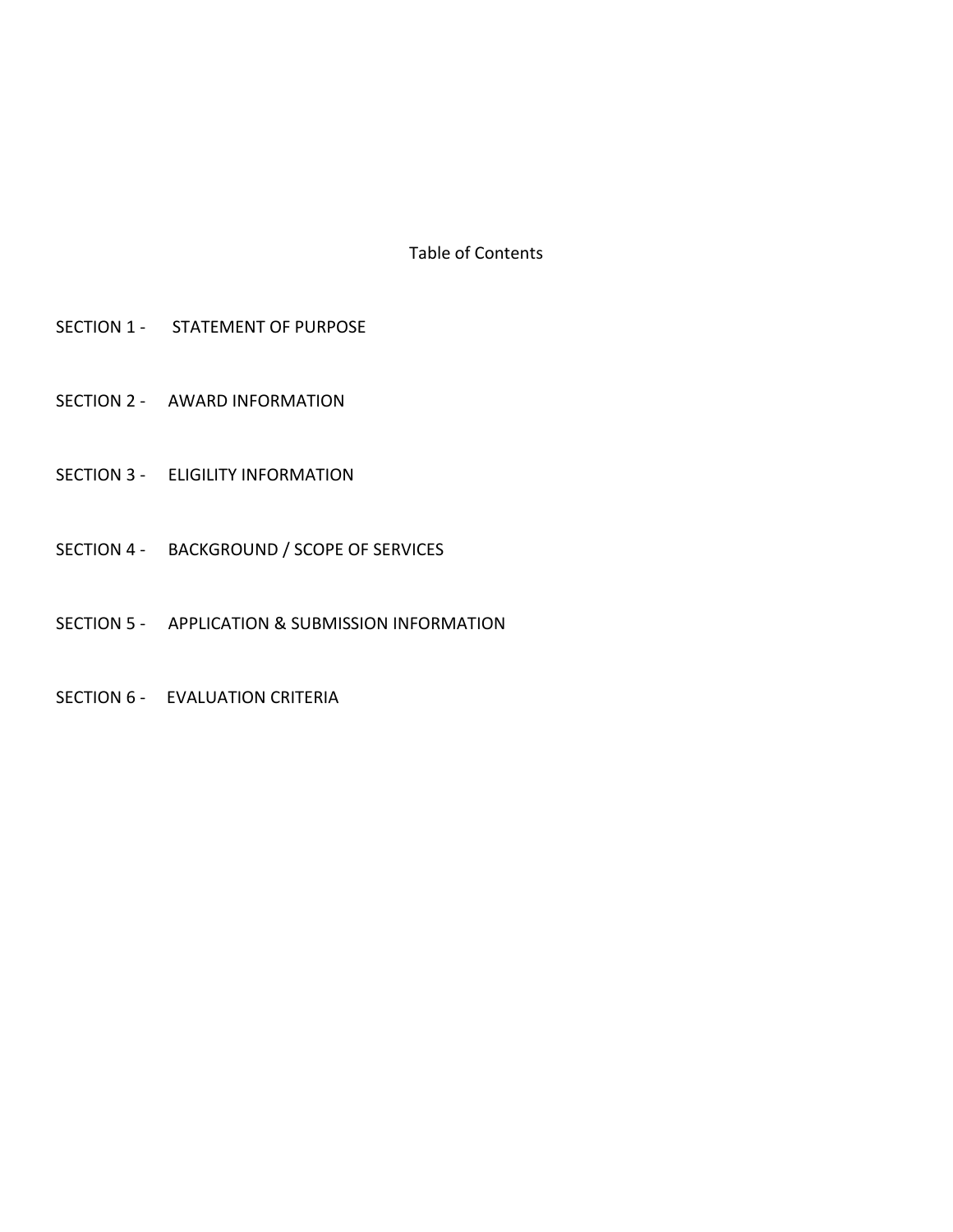# Table of Contents

SECTION 1 - STATEMENT OF PURPOSE

SECTION 2 - AWARD INFORMATION

SECTION 3 - ELIGILITY INFORMATION

SECTION 4 - BACKGROUND / SCOPE OF SERVICES

SECTION 5 - APPLICATION & SUBMISSION INFORMATION

SECTION 6 - EVALUATION CRITERIA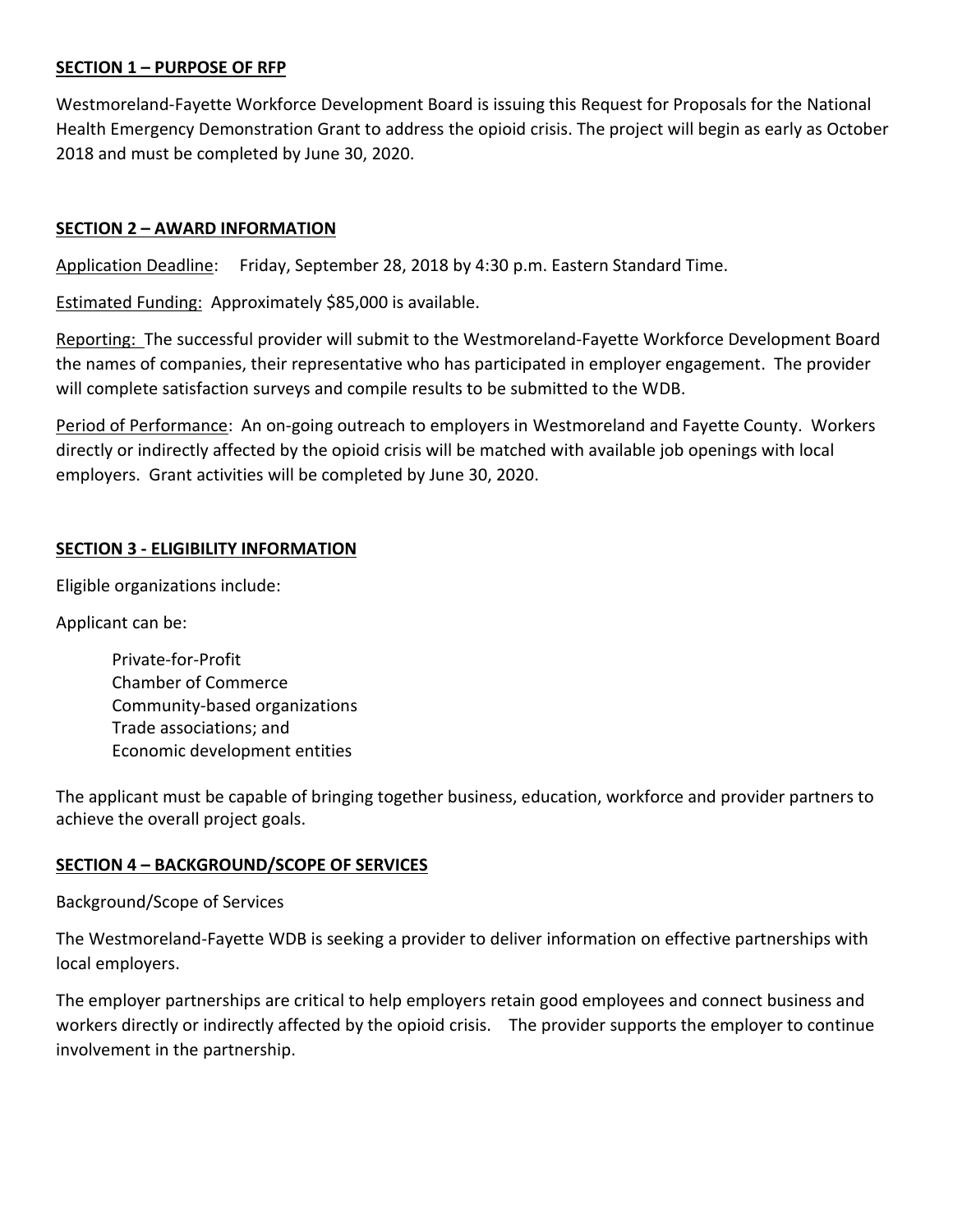## SECTION 1 – PURPOSE OF RFP

Westmoreland-Fayette Workforce Development Board is issuing this Request for Proposals for the National Health Emergency Demonstration Grant to address the opioid crisis. The project will begin as early as October 2018 and must be completed by June 30, 2020.

## SECTION 2 – AWARD INFORMATION

Application Deadline: Friday, September 28, 2018 by 4:30 p.m. Eastern Standard Time.

Estimated Funding: Approximately $85,000 is available.

Reporting: The successful provider will submit to the Westmoreland-Fayette Workforce Development Board the names of companies, their representative who has participated in employer engagement. The provider will complete satisfaction surveys and compile results to be submitted to the WDB.

Period of Performance: An on-going outreach to employers in Westmoreland and Fayette County. Workers directly or indirectly affected by the opioid crisis will be matched with available job openings with local employers. Grant activities will be completed by June 30, 2020.

## SECTION 3 - ELIGIBILITY INFORMATION

Eligible organizations include:

Applicant can be:

- Private-for-Profit
- Chamber of Commerce
- Community-based organizations
- Trade associations; and
- Economic development entities

The applicant must be capable of bringing together business, education, workforce and provider partners to achieve the overall project goals.

## SECTION 4 – BACKGROUND/SCOPE OF SERVICES

Background/Scope of Services

The Westmoreland-Fayette WDB is seeking a provider to deliver information on effective partnerships with local employers.

The employer partnerships are critical to help employers retain good employees and connect business and workers directly or indirectly affected by the opioid crisis. The provider supports the employer to continue involvement in the partnership.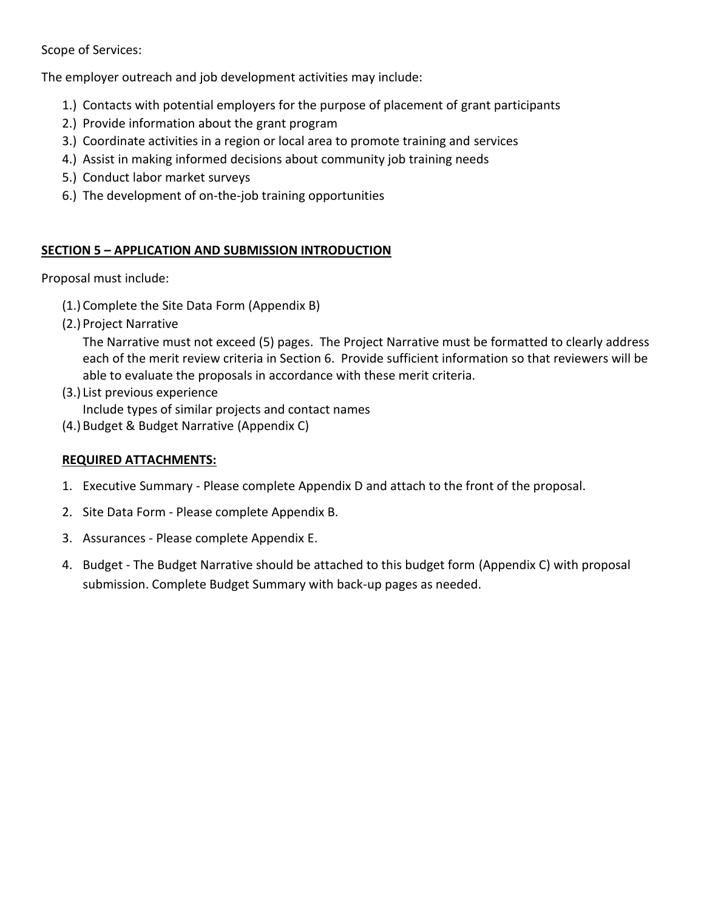Scope of Services:

The employer outreach and job development activities may include:

1.) Contacts with potential employers for the purpose of placement of grant participants
2.) Provide information about the grant program
3.) Coordinate activities in a region or local area to promote training and services
4.) Assist in making informed decisions about community job training needs
5.) Conduct labor market surveys
6.) The development of on-the-job training opportunities

## SECTION 5 – APPLICATION AND SUBMISSION INTRODUCTION

Proposal must include:

(1.) Complete the Site Data Form (Appendix B)

(2.) Project Narrative

The Narrative must not exceed (5) pages. The Project Narrative must be formatted to clearly address each of the merit review criteria in Section 6. Provide sufficient information so that reviewers will be able to evaluate the proposals in accordance with these merit criteria.

(3.) List previous experience

Include types of similar projects and contact names

(4.) Budget & Budget Narrative (Appendix C)

**REQUIRED ATTACHMENTS:**

1. Executive Summary - Please complete Appendix D and attach to the front of the proposal.
2. Site Data Form - Please complete Appendix B.
3. Assurances - Please complete Appendix E.
4. Budget - The Budget Narrative should be attached to this budget form (Appendix C) with proposal submission. Complete Budget Summary with back-up pages as needed.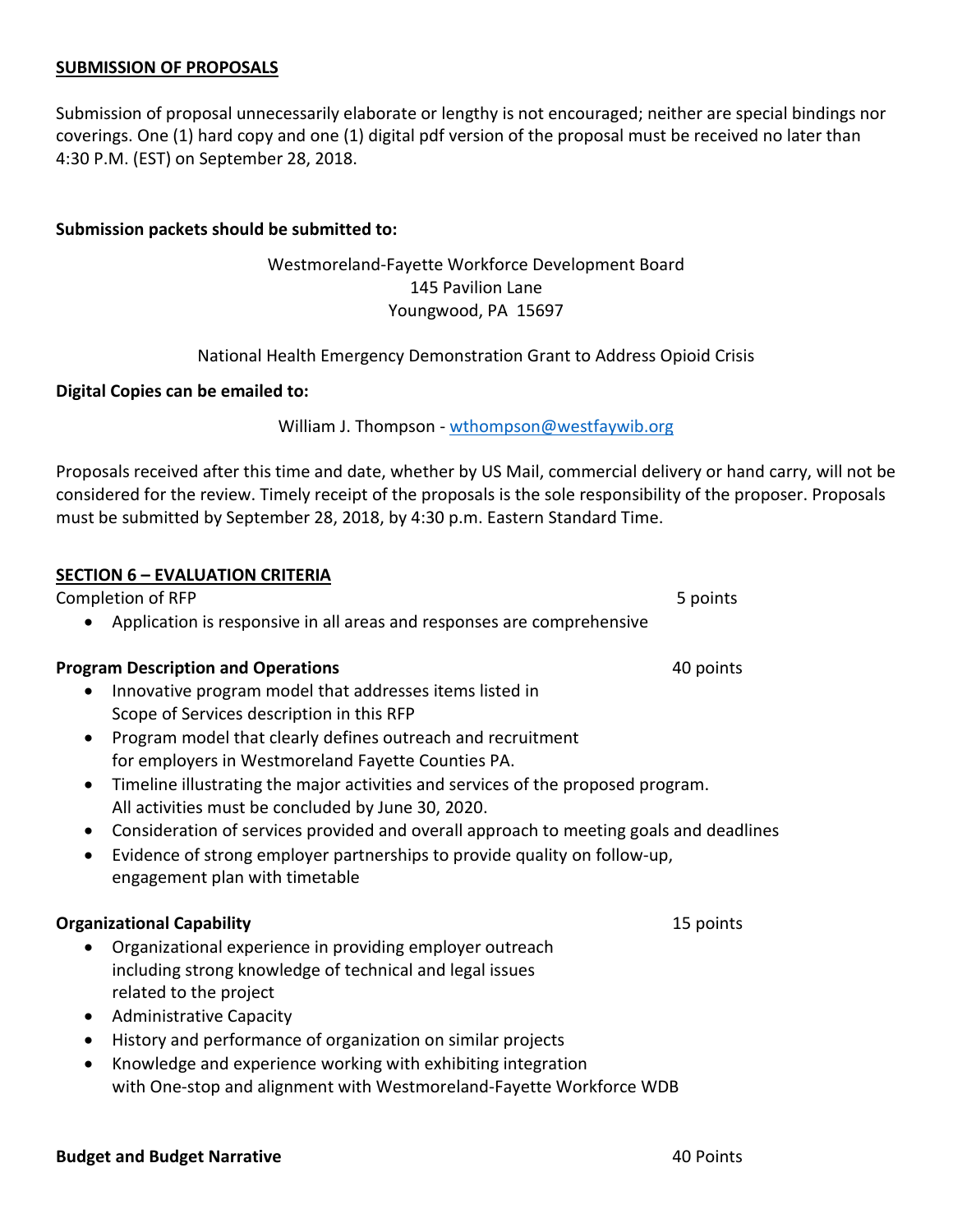## SUBMISSION OF PROPOSALS

Submission of proposal unnecessarily elaborate or lengthy is not encouraged; neither are special bindings nor coverings. One (1) hard copy and one (1) digital pdf version of the proposal must be received no later than 4:30 P.M. (EST) on September 28, 2018.

**Submission packets should be submitted to:**

Westmoreland-Fayette Workforce Development Board
145 Pavilion Lane
Youngwood, PA 15697

National Health Emergency Demonstration Grant to Address Opioid Crisis

**Digital Copies can be emailed to:**

William J. Thompson - wthompson@westfaywib.org

Proposals received after this time and date, whether by US Mail, commercial delivery or hand carry, will not be considered for the review. Timely receipt of the proposals is the sole responsibility of the proposer. Proposals must be submitted by September 28, 2018, by 4:30 p.m. Eastern Standard Time.

## SECTION 6 – EVALUATION CRITERIA

Completion of RFP — 5 points

- Application is responsive in all areas and responses are comprehensive

**Program Description and Operations** — 40 points

- Innovative program model that addresses items listed in Scope of Services description in this RFP
- Program model that clearly defines outreach and recruitment for employers in Westmoreland Fayette Counties PA.
- Timeline illustrating the major activities and services of the proposed program. All activities must be concluded by June 30, 2020.
- Consideration of services provided and overall approach to meeting goals and deadlines
- Evidence of strong employer partnerships to provide quality on follow-up, engagement plan with timetable

**Organizational Capability** — 15 points

- Organizational experience in providing employer outreach including strong knowledge of technical and legal issues related to the project
- Administrative Capacity
- History and performance of organization on similar projects
- Knowledge and experience working with exhibiting integration with One-stop and alignment with Westmoreland-Fayette Workforce WDB

**Budget and Budget Narrative** — 40 Points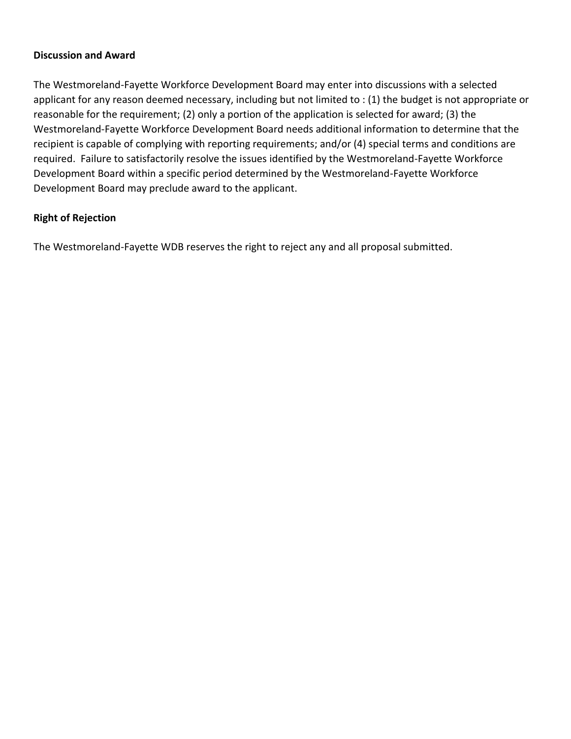**Discussion and Award**

The Westmoreland-Fayette Workforce Development Board may enter into discussions with a selected applicant for any reason deemed necessary, including but not limited to : (1) the budget is not appropriate or reasonable for the requirement; (2) only a portion of the application is selected for award; (3) the Westmoreland-Fayette Workforce Development Board needs additional information to determine that the recipient is capable of complying with reporting requirements; and/or (4) special terms and conditions are required.  Failure to satisfactorily resolve the issues identified by the Westmoreland-Fayette Workforce Development Board within a specific period determined by the Westmoreland-Fayette Workforce Development Board may preclude award to the applicant.

**Right of Rejection**

The Westmoreland-Fayette WDB reserves the right to reject any and all proposal submitted.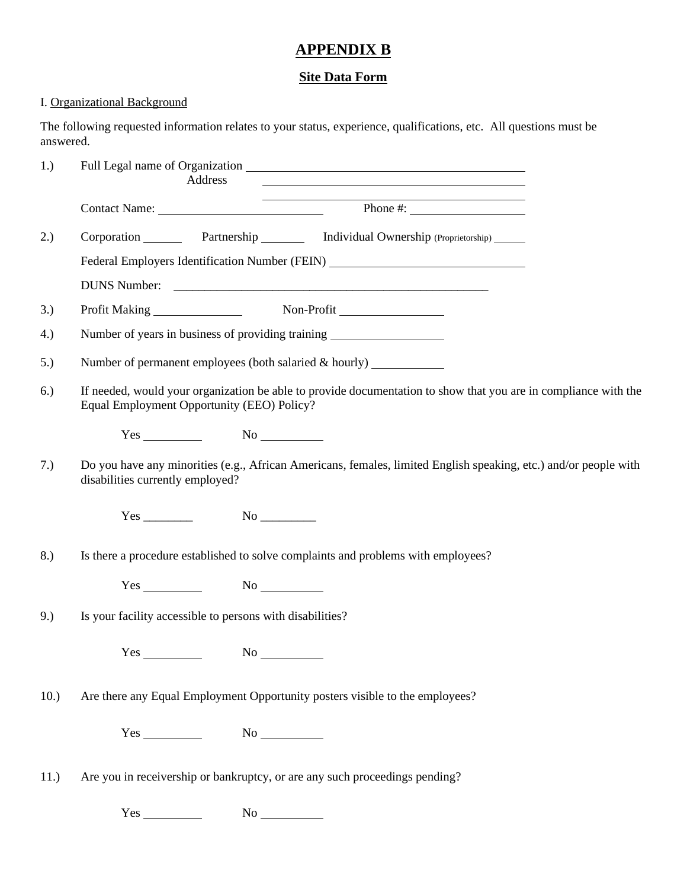# APPENDIX B

## Site Data Form

I. Organizational Background

The following requested information relates to your status, experience, qualifications, etc. All questions must be answered.

1.) Full Legal name of Organization ______________________________
Address ______________________________
______________________________
Contact Name: ____________________ Phone #: ______________

2.) Corporation ______ Partnership ______ Individual Ownership (Proprietorship) ______

Federal Employers Identification Number (FEIN) ______________________

DUNS Number: ______________________________________________

3.) Profit Making ____________ Non-Profit ______________

4.) Number of years in business of providing training ______________

5.) Number of permanent employees (both salaried & hourly) __________

6.) If needed, would your organization be able to provide documentation to show that you are in compliance with the Equal Employment Opportunity (EEO) Policy?

Yes ________ No ________

7.) Do you have any minorities (e.g., African Americans, females, limited English speaking, etc.) and/or people with disabilities currently employed?

Yes ________ No ________

8.) Is there a procedure established to solve complaints and problems with employees?

Yes ________ No ________

9.) Is your facility accessible to persons with disabilities?

Yes ________ No ________

10.) Are there any Equal Employment Opportunity posters visible to the employees?

Yes ________ No ________

11.) Are you in receivership or bankruptcy, or are any such proceedings pending?

Yes ________ No ________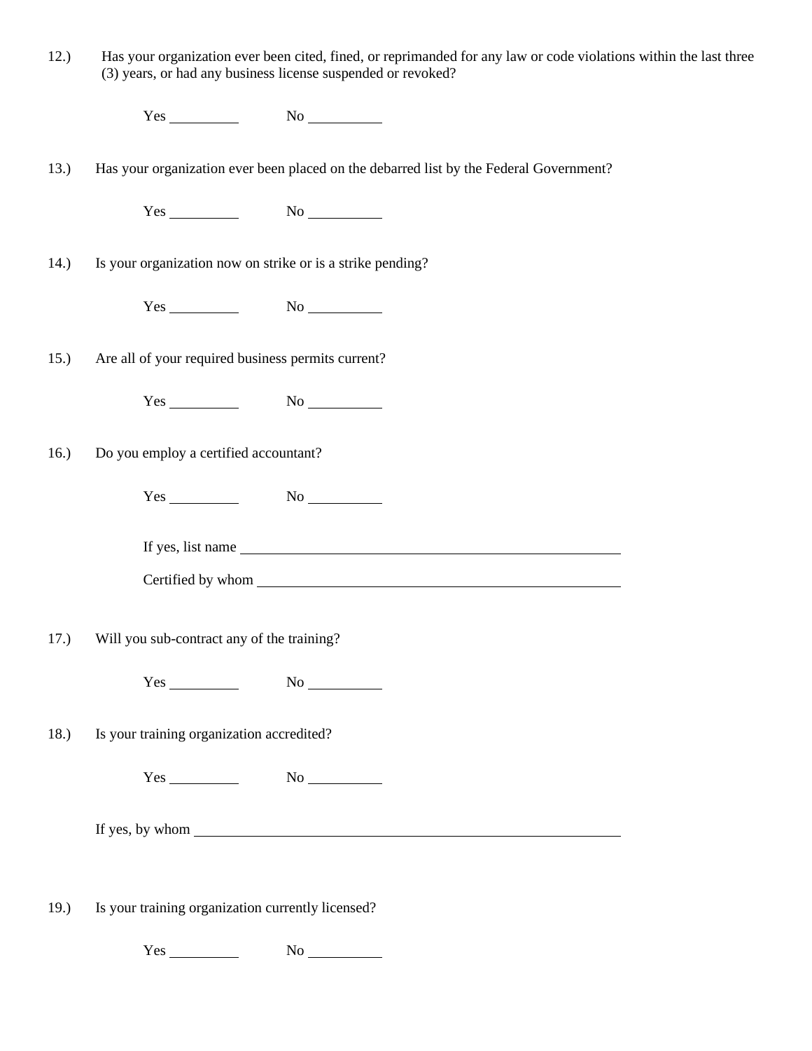12.) Has your organization ever been cited, fined, or reprimanded for any law or code violations within the last three (3) years, or had any business license suspended or revoked?

Yes \_\_\_\_\_\_\_\_\_\_ No \_\_\_\_\_\_\_\_\_\_

13.) Has your organization ever been placed on the debarred list by the Federal Government?

Yes \_\_\_\_\_\_\_\_\_\_ No \_\_\_\_\_\_\_\_\_\_

14.) Is your organization now on strike or is a strike pending?

Yes \_\_\_\_\_\_\_\_\_\_ No \_\_\_\_\_\_\_\_\_\_

15.) Are all of your required business permits current?

Yes \_\_\_\_\_\_\_\_\_\_ No \_\_\_\_\_\_\_\_\_\_

16.) Do you employ a certified accountant?

Yes \_\_\_\_\_\_\_\_\_\_ No \_\_\_\_\_\_\_\_\_\_

If yes, list name \_\_\_\_\_\_\_\_\_\_\_\_\_\_\_\_\_\_\_\_\_\_\_\_\_\_\_\_\_\_\_\_\_\_\_\_\_\_\_\_\_\_\_\_\_\_\_\_

Certified by whom \_\_\_\_\_\_\_\_\_\_\_\_\_\_\_\_\_\_\_\_\_\_\_\_\_\_\_\_\_\_\_\_\_\_\_\_\_\_\_\_\_\_\_\_\_\_\_\_

17.) Will you sub-contract any of the training?

Yes \_\_\_\_\_\_\_\_\_\_ No \_\_\_\_\_\_\_\_\_\_

18.) Is your training organization accredited?

Yes \_\_\_\_\_\_\_\_\_\_ No \_\_\_\_\_\_\_\_\_\_

If yes, by whom \_\_\_\_\_\_\_\_\_\_\_\_\_\_\_\_\_\_\_\_\_\_\_\_\_\_\_\_\_\_\_\_\_\_\_\_\_\_\_\_\_\_\_\_\_\_\_\_\_\_\_\_\_\_

19.) Is your training organization currently licensed?

Yes \_\_\_\_\_\_\_\_\_\_ No \_\_\_\_\_\_\_\_\_\_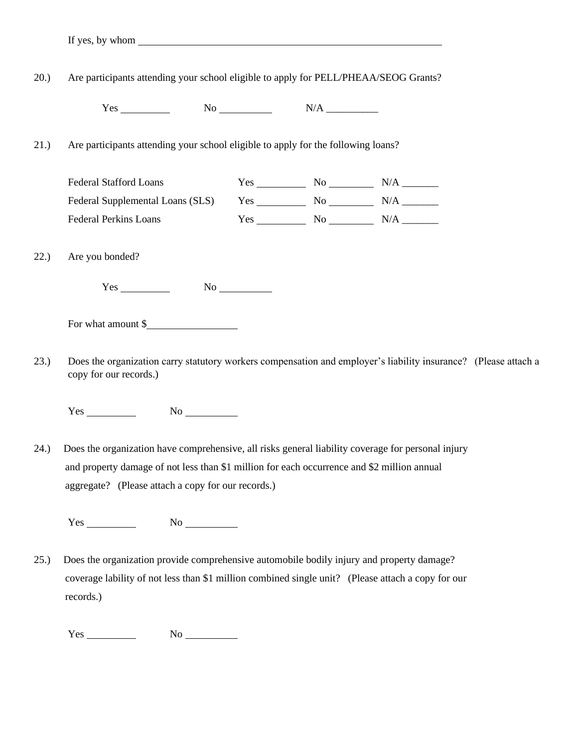If yes, by whom ______________________________________________________________

20.) Are participants attending your school eligible to apply for PELL/PHEAA/SEOG Grants?

Yes __________ No __________ N/A __________

21.) Are participants attending your school eligible to apply for the following loans?

| | | | |
|---|---|---|---|
| Federal Stafford Loans | Yes __________ | No _________ | N/A _______ |
| Federal Supplemental Loans (SLS) | Yes __________ | No _________ | N/A _______ |
| Federal Perkins Loans | Yes __________ | No _________ | N/A _______ |

22.) Are you bonded?

Yes __________ No __________

For what amount $__________________

23.) Does the organization carry statutory workers compensation and employer's liability insurance? (Please attach a copy for our records.)

Yes __________ No __________

24.) Does the organization have comprehensive, all risks general liability coverage for personal injury and property damage of not less than $1 million for each occurrence and $2 million annual aggregate? (Please attach a copy for our records.)

Yes __________ No __________

25.) Does the organization provide comprehensive automobile bodily injury and property damage? coverage lability of not less than $1 million combined single unit? (Please attach a copy for our records.)

Yes __________ No __________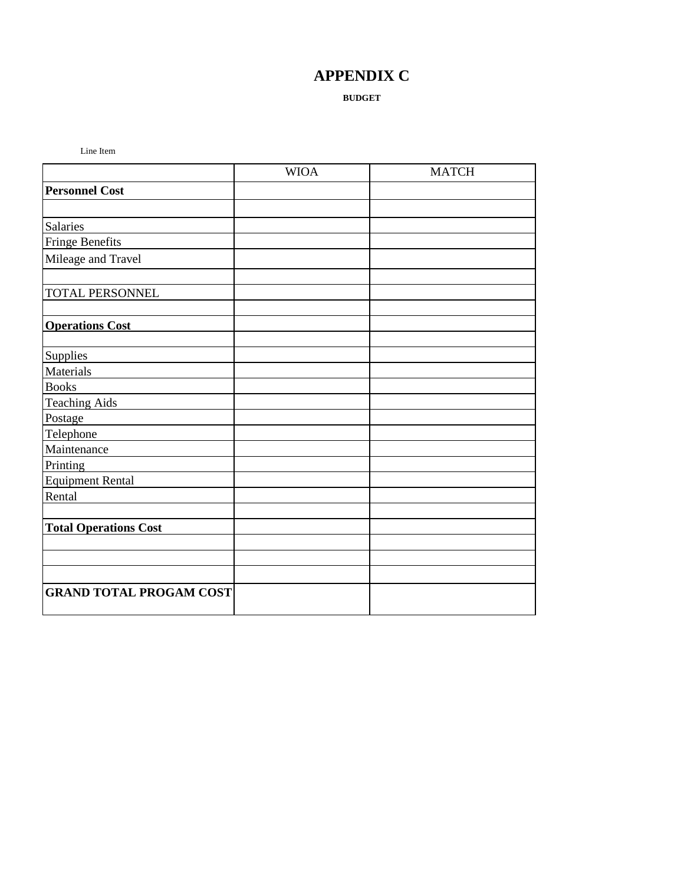# APPENDIX C

**BUDGET**

Line Item

| | WIOA | MATCH |
|---|---|---|
| **Personnel Cost** | | |
| | | |
| Salaries | | |
| Fringe Benefits | | |
| Mileage and Travel | | |
| | | |
| TOTAL PERSONNEL | | |
| | | |
| **Operations Cost** | | |
| | | |
| Supplies | | |
| Materials | | |
| Books | | |
| Teaching Aids | | |
| Postage | | |
| Telephone | | |
| Maintenance | | |
| Printing | | |
| Equipment Rental | | |
| Rental | | |
| | | |
| **Total Operations Cost** | | |
| | | |
| | | |
| | | |
| **GRAND TOTAL PROGAM COST** | | |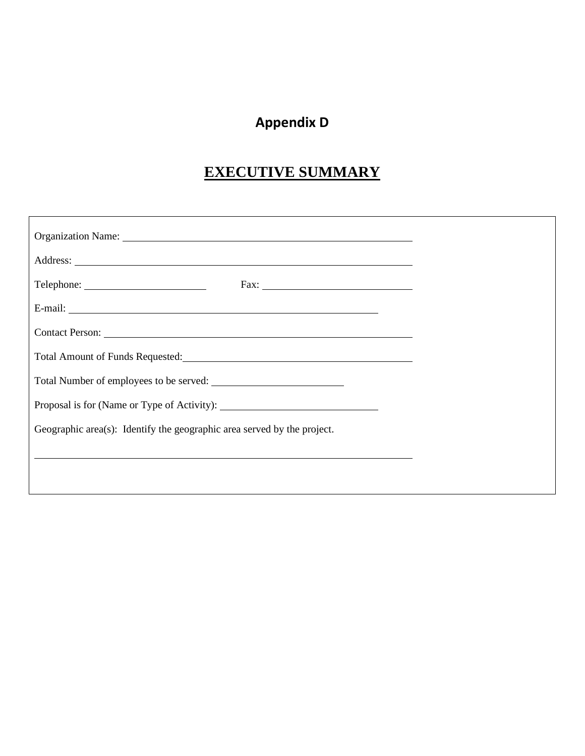# Appendix D

## EXECUTIVE SUMMARY

Organization Name: ______________________________________________

Address: ______________________________________________

Telephone: ____________________ Fax: ________________________

E-mail: ______________________________________________

Contact Person: ______________________________________________

Total Amount of Funds Requested: ______________________________________

Total Number of employees to be served: ____________________

Proposal is for (Name or Type of Activity): ________________________

Geographic area(s): Identify the geographic area served by the project.

______________________________________________________________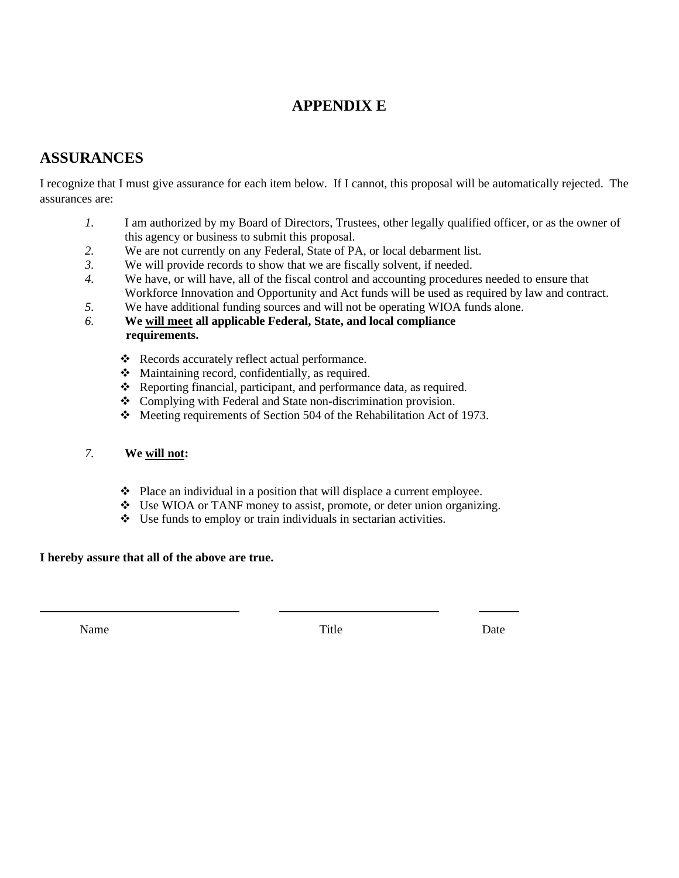# APPENDIX E

## ASSURANCES

I recognize that I must give assurance for each item below. If I cannot, this proposal will be automatically rejected. The assurances are:

1. I am authorized by my Board of Directors, Trustees, other legally qualified officer, or as the owner of this agency or business to submit this proposal.
2. We are not currently on any Federal, State of PA, or local debarment list.
3. We will provide records to show that we are fiscally solvent, if needed.
4. We have, or will have, all of the fiscal control and accounting procedures needed to ensure that Workforce Innovation and Opportunity and Act funds will be used as required by law and contract.
5. We have additional funding sources and will not be operating WIOA funds alone.
6. **We <u>will meet</u> all applicable Federal, State, and local compliance requirements.**
   - Records accurately reflect actual performance.
   - Maintaining record, confidentially, as required.
   - Reporting financial, participant, and performance data, as required.
   - Complying with Federal and State non-discrimination provision.
   - Meeting requirements of Section 504 of the Rehabilitation Act of 1973.
7. **We <u>will not</u>:**
   - Place an individual in a position that will displace a current employee.
   - Use WIOA or TANF money to assist, promote, or deter union organizing.
   - Use funds to employ or train individuals in sectarian activities.

**I hereby assure that all of the above are true.**

______________________________ ______________________________ __________

Name Title Date